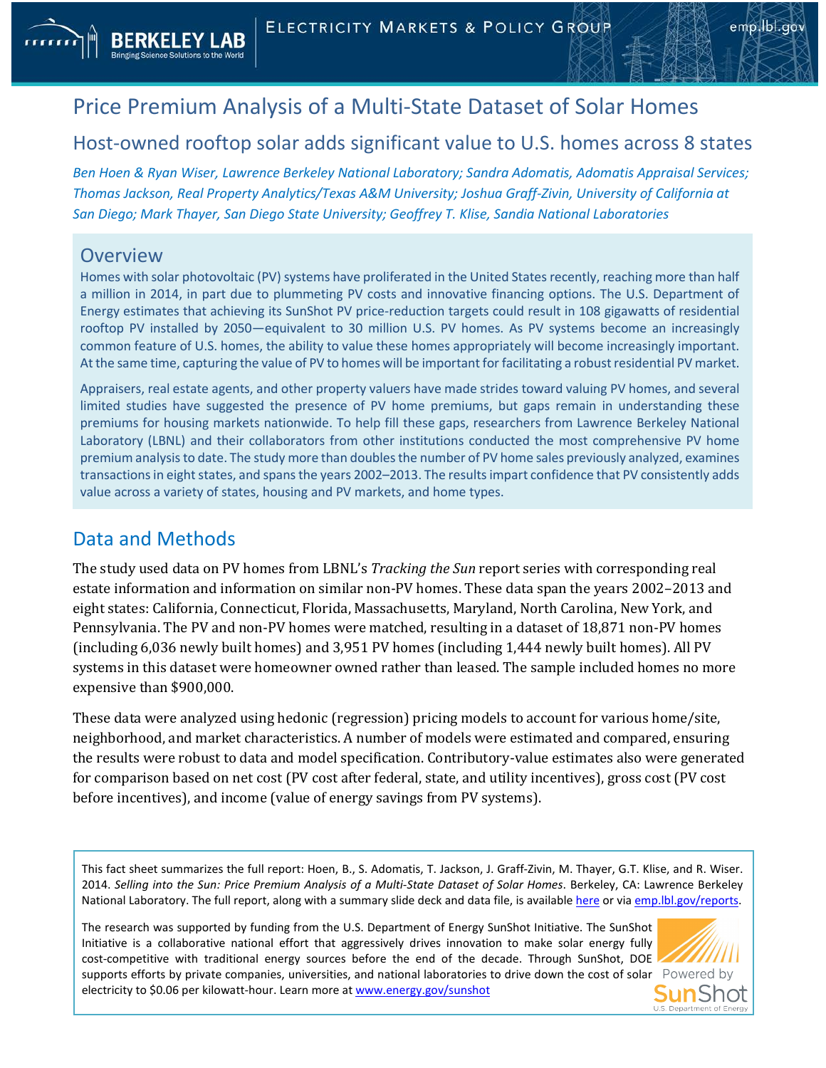# Price Premium Analysis of a Multi-State Dataset of Solar Homes

## Host-owned rooftop solar adds significant value to U.S. homes across 8 states

*Ben Hoen & Ryan Wiser, Lawrence Berkeley National Laboratory; Sandra Adomatis, Adomatis Appraisal Services; Thomas Jackson, Real Property Analytics/Texas A&M University; Joshua Graff-Zivin, University of California at San Diego; Mark Thayer, San Diego State University; Geoffrey T. Klise, Sandia National Laboratories*

## Overview

Homes with solar photovoltaic (PV) systems have proliferated in the United States recently, reaching more than half a million in 2014, in part due to plummeting PV costs and innovative financing options. The U.S. Department of Energy estimates that achieving its SunShot PV price-reduction targets could result in 108 gigawatts of residential rooftop PV installed by 2050—equivalent to 30 million U.S. PV homes. As PV systems become an increasingly common feature of U.S. homes, the ability to value these homes appropriately will become increasingly important. At the same time, capturing the value of PV to homes will be important for facilitating a robust residential PV market.

Appraisers, real estate agents, and other property valuers have made strides toward valuing PV homes, and several limited studies have suggested the presence of PV home premiums, but gaps remain in understanding these premiums for housing markets nationwide. To help fill these gaps, researchers from Lawrence Berkeley National Laboratory (LBNL) and their collaborators from other institutions conducted the most comprehensive PV home premium analysis to date. The study more than doubles the number of PV home sales previously analyzed, examines transactions in eight states, and spans the years 2002–2013. The results impart confidence that PV consistently adds value across a variety of states, housing and PV markets, and home types.

## Data and Methods

The study used data on PV homes from LBNL's *Tracking the Sun* report series with corresponding real estate information and information on similar non-PV homes. These data span the years 2002–2013 and eight states: California, Connecticut, Florida, Massachusetts, Maryland, North Carolina, New York, and Pennsylvania. The PV and non-PV homes were matched, resulting in a dataset of 18,871 non-PV homes (including 6,036 newly built homes) and 3,951 PV homes (including 1,444 newly built homes). All PV systems in this dataset were homeowner owned rather than leased. The sample included homes no more expensive than $900,000.

These data were analyzed using hedonic (regression) pricing models to account for various home/site, neighborhood, and market characteristics. A number of models were estimated and compared, ensuring the results were robust to data and model specification. Contributory-value estimates also were generated for comparison based on net cost (PV cost after federal, state, and utility incentives), gross cost (PV cost before incentives), and income (value of energy savings from PV systems).

This fact sheet summarizes the full report: Hoen, B., S. Adomatis, T. Jackson, J. Graff-Zivin, M. Thayer, G.T. Klise, and R. Wiser. 2014. *Selling into the Sun: Price Premium Analysis of a Multi-State Dataset of Solar Homes*. Berkeley, CA: Lawrence Berkeley National Laboratory. The full report, along with a summary slide deck and data file, is available here or via emp.lbl.gov/reports.

The research was supported by funding from the U.S. Department of Energy SunShot Initiative. The SunShot Initiative is a collaborative national effort that aggressively drives innovation to make solar energy fully cost-competitive with traditional energy sources before the end of the decade. Through SunShot, DOE supports efforts by private companies, universities, and national laboratories to drive down the cost of solar electricity to $0.06 per kilowatt-hour. Learn more at www.energy.gov/sunshot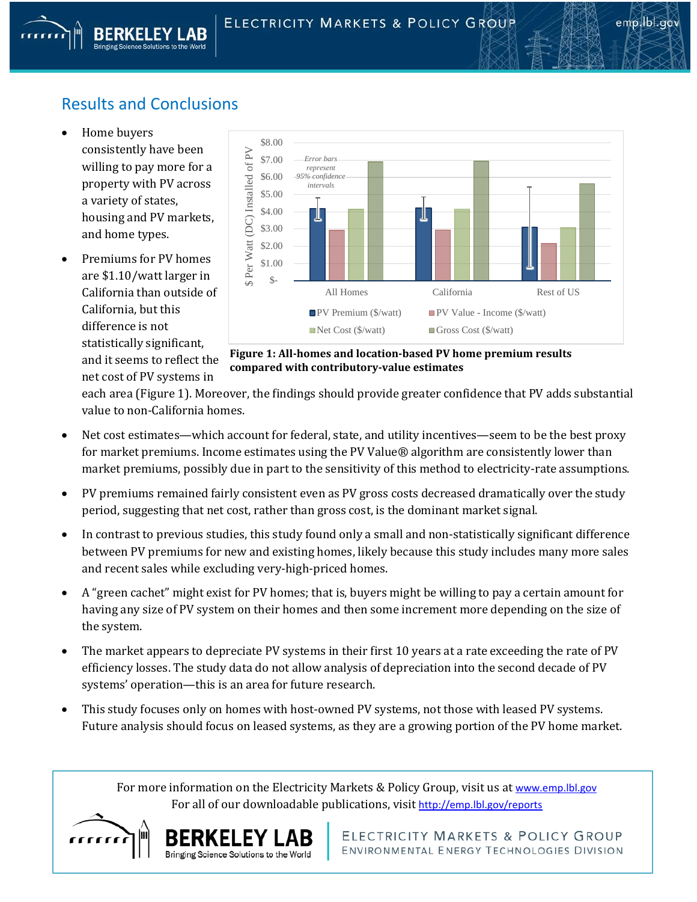## Results and Conclusions

$8.00
$7.00
$6.00
$5.00
$4.00
$3.00
$2.00
$1.00
$-

$ Per Watt (DC) Installed of PV

*Error bars represent 95% confidence intervals*

All Homes
California
Rest of US

PV Premium ($/watt)
PV Value - Income ($/watt)
Net Cost ($/watt)
Gross Cost ($/watt)

**Figure 1: All-homes and location-based PV home premium results compared with contributory-value estimates**

- Home buyers consistently have been willing to pay more for a property with PV across a variety of states, housing and PV markets, and home types.
- Premiums for PV homes are $1.10/watt larger in California than outside of California, but this difference is not statistically significant, and it seems to reflect the net cost of PV systems in each area (Figure 1). Moreover, the findings should provide greater confidence that PV adds substantial value to non-California homes.
- Net cost estimates—which account for federal, state, and utility incentives—seem to be the best proxy for market premiums. Income estimates using the PV Value® algorithm are consistently lower than market premiums, possibly due in part to the sensitivity of this method to electricity-rate assumptions.
- PV premiums remained fairly consistent even as PV gross costs decreased dramatically over the study period, suggesting that net cost, rather than gross cost, is the dominant market signal.
- In contrast to previous studies, this study found only a small and non-statistically significant difference between PV premiums for new and existing homes, likely because this study includes many more sales and recent sales while excluding very-high-priced homes.
- A "green cachet" might exist for PV homes; that is, buyers might be willing to pay a certain amount for having any size of PV system on their homes and then some increment more depending on the size of the system.
- The market appears to depreciate PV systems in their first 10 years at a rate exceeding the rate of PV efficiency losses. The study data do not allow analysis of depreciation into the second decade of PV systems' operation—this is an area for future research.
- This study focuses only on homes with host-owned PV systems, not those with leased PV systems. Future analysis should focus on leased systems, as they are a growing portion of the PV home market.

For more information on the Electricity Markets & Policy Group, visit us at www.emp.lbl.gov
For all of our downloadable publications, visit http://emp.lbl.gov/reports

BERKELEY LAB
Bringing Science Solutions to the World

ELECTRICITY MARKETS & POLICY GROUP
ENVIRONMENTAL ENERGY TECHNOLOGIES DIVISION